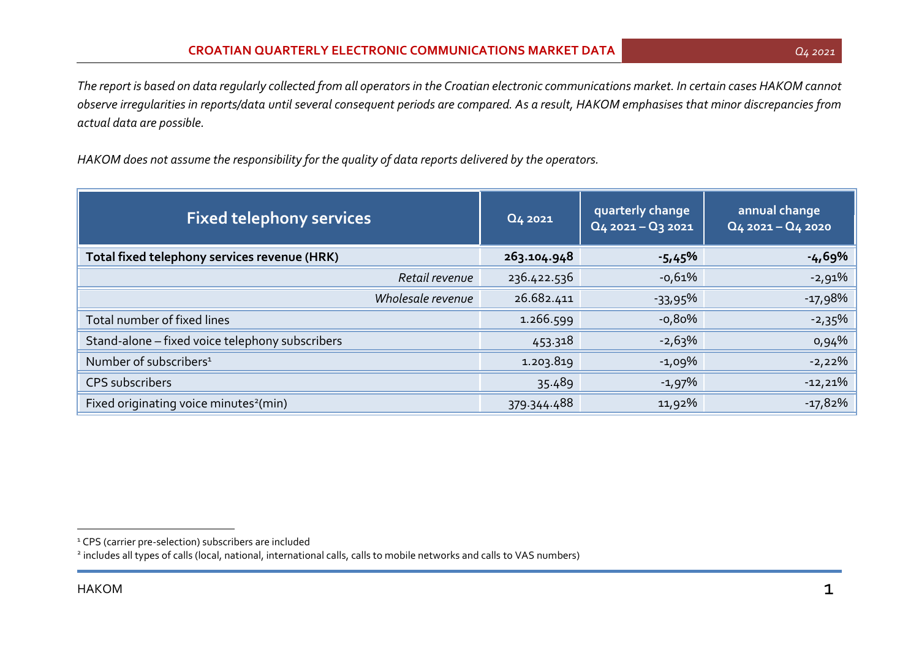# CROATIAN QUARTERLY ELECTRONIC COMMUNICATIONS MARKET DATA

*Q4 2021*

*The report is based on data regularly collected from all operators in the Croatian electronic communications market. In certain cases HAKOM cannot observe irregularities in reports/data until several consequent periods are compared. As a result, HAKOM emphasises that minor discrepancies from actual data are possible.*

*HAKOM does not assume the responsibility for the quality of data reports delivered by the operators.*

| Fixed telephony services | Q4 2021 | quarterly change Q4 2021 – Q3 2021 | annual change Q4 2021 – Q4 2020 |
|---|---|---|---|
| **Total fixed telephony services revenue (HRK)** | **263.104.948** | **-5,45%** | **-4,69%** |
| *Retail revenue* | 236.422.536 | -0,61% | -2,91% |
| *Wholesale revenue* | 26.682.411 | -33,95% | -17,98% |
| Total number of fixed lines | 1.266.599 | -0,80% | -2,35% |
| Stand-alone – fixed voice telephony subscribers | 453.318 | -2,63% | 0,94% |
| Number of subscribers[1] | 1.203.819 | -1,09% | -2,22% |
| CPS subscribers | 35.489 | -1,97% | -12,21% |
| Fixed originating voice minutes[2](min) | 379.344.488 | 11,92% | -17,82% |

[1] CPS (carrier pre-selection) subscribers are included

[2] includes all types of calls (local, national, international calls, calls to mobile networks and calls to VAS numbers)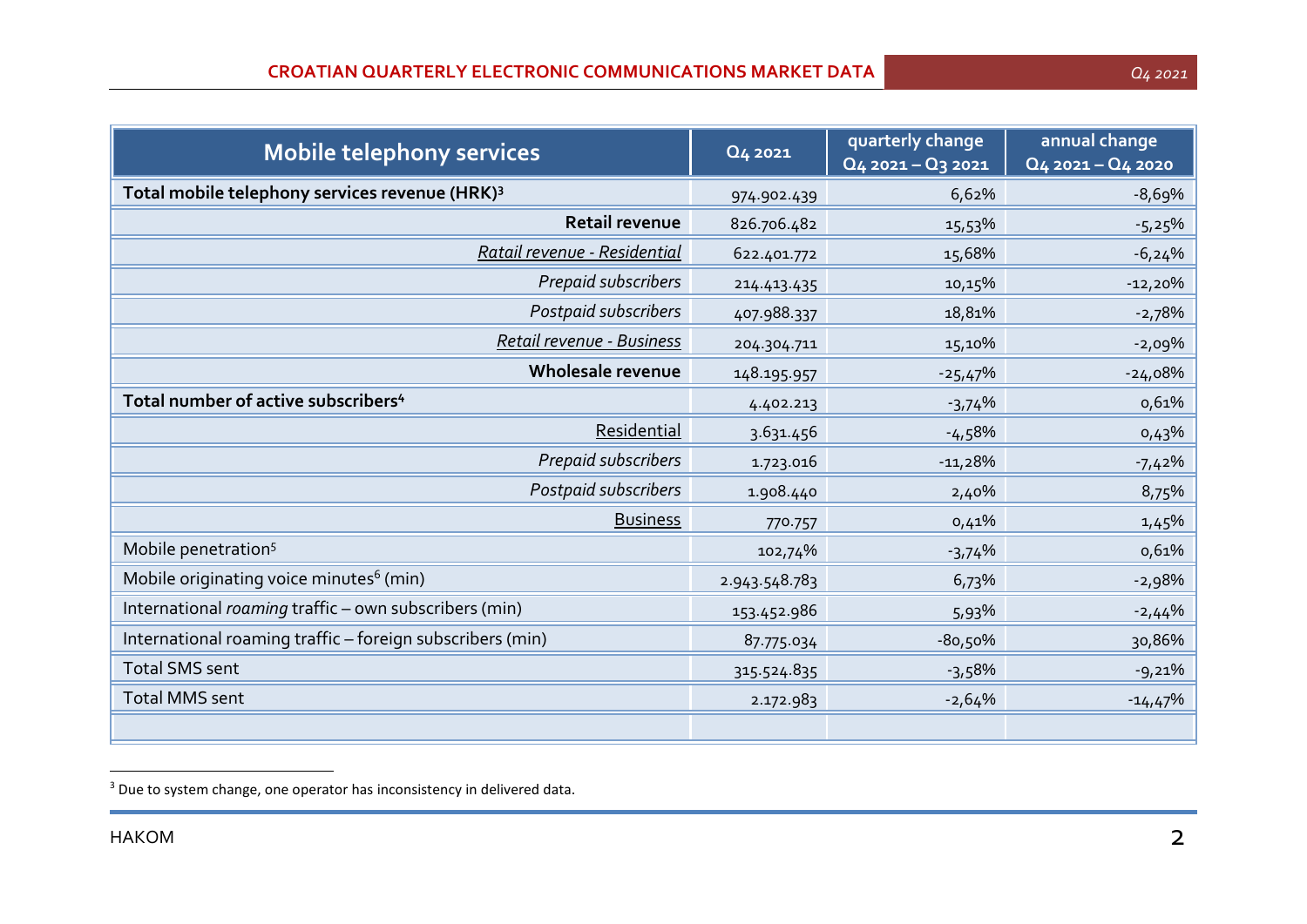| Mobile telephony services | Q4 2021 | quarterly change Q4 2021 – Q3 2021 | annual change Q4 2021 – Q4 2020 |
|---|---|---|---|
| **Total mobile telephony services revenue (HRK)[3]** | 974.902.439 | 6,62% | -8,69% |
| **Retail revenue** | 826.706.482 | 15,53% | -5,25% |
| *Ratail revenue - Residential* | 622.401.772 | 15,68% | -6,24% |
| *Prepaid subscribers* | 214.413.435 | 10,15% | -12,20% |
| *Postpaid subscribers* | 407.988.337 | 18,81% | -2,78% |
| *Retail revenue - Business* | 204.304.711 | 15,10% | -2,09% |
| **Wholesale revenue** | 148.195.957 | -25,47% | -24,08% |
| **Total number of active subscribers[4]** | 4.402.213 | -3,74% | 0,61% |
| Residential | 3.631.456 | -4,58% | 0,43% |
| *Prepaid subscribers* | 1.723.016 | -11,28% | -7,42% |
| *Postpaid subscribers* | 1.908.440 | 2,40% | 8,75% |
| Business | 770.757 | 0,41% | 1,45% |
| Mobile penetration[5] | 102,74% | -3,74% | 0,61% |
| Mobile originating voice minutes[6] (min) | 2.943.548.783 | 6,73% | -2,98% |
| International *roaming* traffic – own subscribers (min) | 153.452.986 | 5,93% | -2,44% |
| International roaming traffic – foreign subscribers (min) | 87.775.034 | -80,50% | 30,86% |
| Total SMS sent | 315.524.835 | -3,58% | -9,21% |
| Total MMS sent | 2.172.983 | -2,64% | -14,47% |
| | | | |

[3] Due to system change, one operator has inconsistency in delivered data.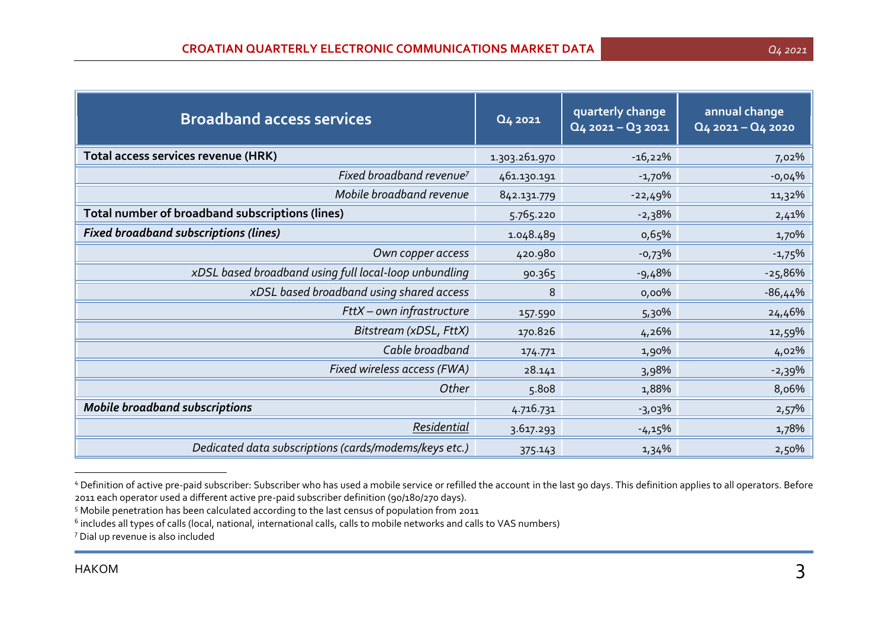| Broadband access services | Q4 2021 | quarterly change Q4 2021 – Q3 2021 | annual change Q4 2021 – Q4 2020 |
|---|---|---|---|
| **Total access services revenue (HRK)** | 1.303.261.970 | -16,22% | 7,02% |
| *Fixed broadband revenue*[7] | 461.130.191 | -1,70% | -0,04% |
| *Mobile broadband revenue* | 842.131.779 | -22,49% | 11,32% |
| **Total number of broadband subscriptions (lines)** | 5.765.220 | -2,38% | 2,41% |
| ***Fixed broadband subscriptions (lines)*** | 1.048.489 | 0,65% | 1,70% |
| *Own copper access* | 420.980 | -0,73% | -1,75% |
| *xDSL based broadband using full local-loop unbundling* | 90.365 | -9,48% | -25,86% |
| *xDSL based broadband using shared access* | 8 | 0,00% | -86,44% |
| *FttX – own infrastructure* | 157.590 | 5,30% | 24,46% |
| *Bitstream (xDSL, FttX)* | 170.826 | 4,26% | 12,59% |
| *Cable broadband* | 174.771 | 1,90% | 4,02% |
| *Fixed wireless access (FWA)* | 28.141 | 3,98% | -2,39% |
| *Other* | 5.808 | 1,88% | 8,06% |
| ***Mobile broadband subscriptions*** | 4.716.731 | -3,03% | 2,57% |
| *Residential* | 3.617.293 | -4,15% | 1,78% |
| *Dedicated data subscriptions (cards/modems/keys etc.)* | 375.143 | 1,34% | 2,50% |

[4] Definition of active pre-paid subscriber: Subscriber who has used a mobile service or refilled the account in the last 90 days. This definition applies to all operators. Before 2011 each operator used a different active pre-paid subscriber definition (90/180/270 days).

[5] Mobile penetration has been calculated according to the last census of population from 2011

[6] includes all types of calls (local, national, international calls, calls to mobile networks and calls to VAS numbers)

[7] Dial up revenue is also included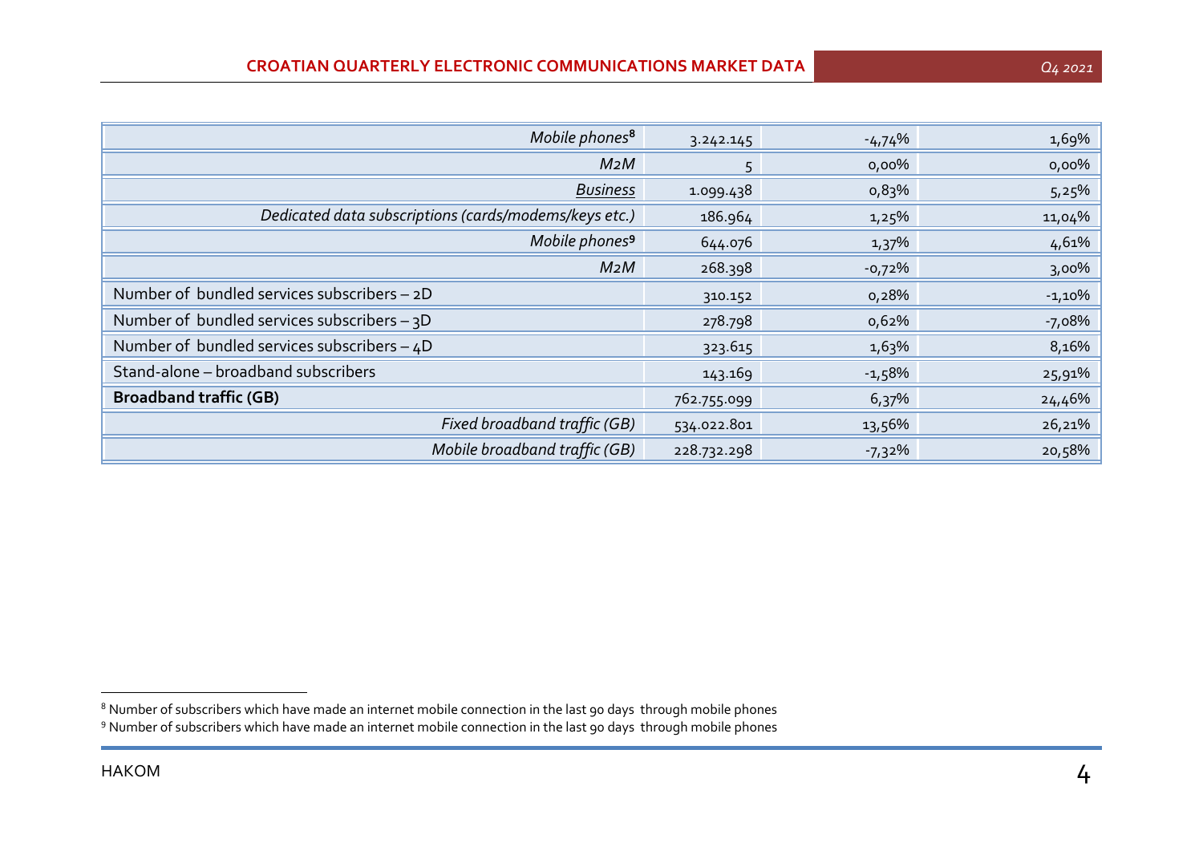| | | | |
|---|---|---|---|
| *Mobile phones*[8] | 3.242.145 | -4,74% | 1,69% |
| *M2M* | 5 | 0,00% | 0,00% |
| *Business* | 1.099.438 | 0,83% | 5,25% |
| *Dedicated data subscriptions (cards/modems/keys etc.)* | 186.964 | 1,25% | 11,04% |
| *Mobile phones*[9] | 644.076 | 1,37% | 4,61% |
| *M2M* | 268.398 | -0,72% | 3,00% |
| Number of bundled services subscribers – 2D | 310.152 | 0,28% | -1,10% |
| Number of bundled services subscribers – 3D | 278.798 | 0,62% | -7,08% |
| Number of bundled services subscribers – 4D | 323.615 | 1,63% | 8,16% |
| Stand-alone – broadband subscribers | 143.169 | -1,58% | 25,91% |
| **Broadband traffic (GB)** | 762.755.099 | 6,37% | 24,46% |
| *Fixed broadband traffic (GB)* | 534.022.801 | 13,56% | 26,21% |
| *Mobile broadband traffic (GB)* | 228.732.298 | -7,32% | 20,58% |

[8] Number of subscribers which have made an internet mobile connection in the last 90 days through mobile phones

[9] Number of subscribers which have made an internet mobile connection in the last 90 days through mobile phones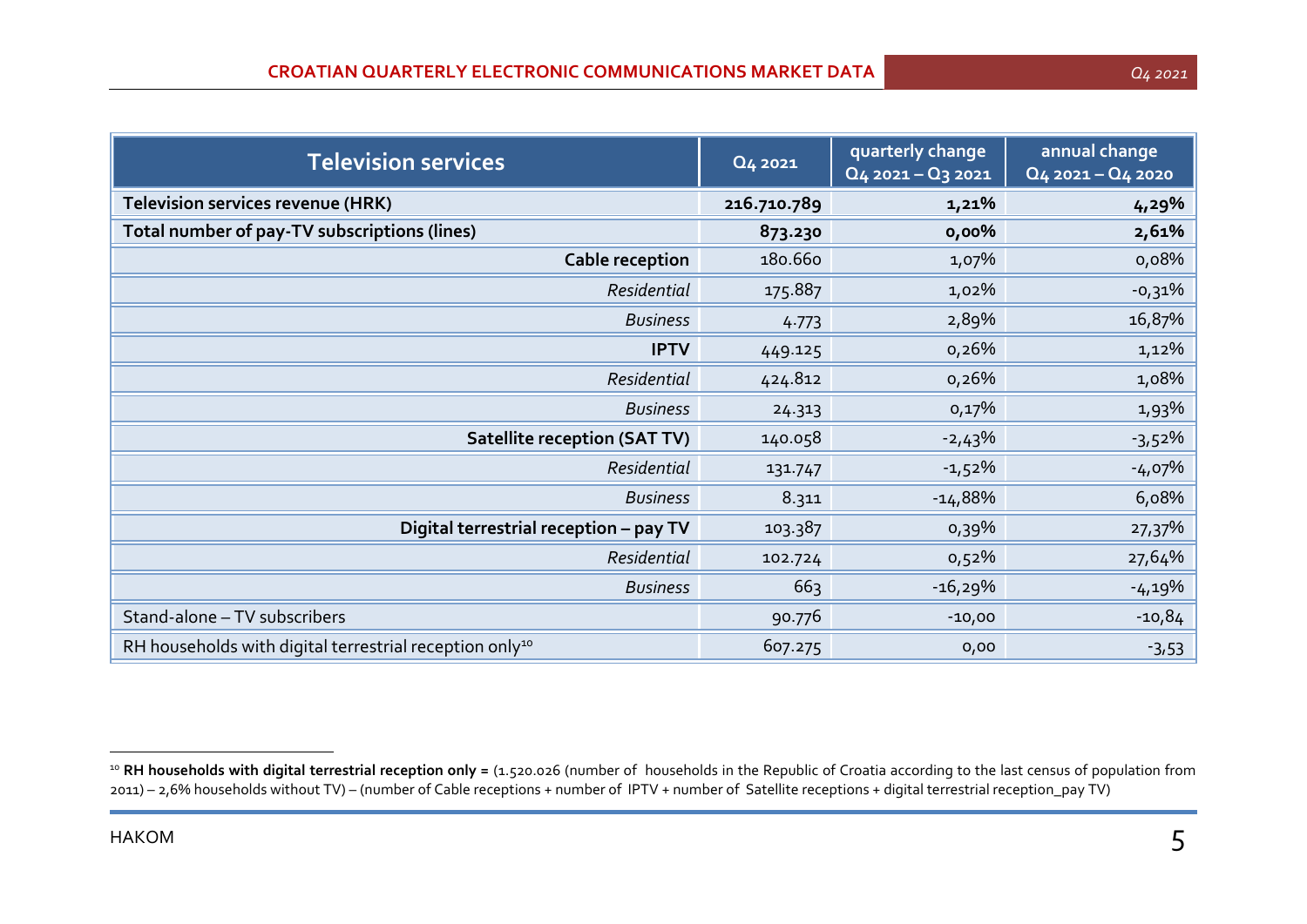| Television services | Q4 2021 | quarterly change Q4 2021 – Q3 2021 | annual change Q4 2021 – Q4 2020 |
|---|---|---|---|
| **Television services revenue (HRK)** | **216.710.789** | **1,21%** | **4,29%** |
| **Total number of pay-TV subscriptions (lines)** | **873.230** | **0,00%** | **2,61%** |
| **Cable reception** | 180.660 | 1,07% | 0,08% |
| *Residential* | 175.887 | 1,02% | -0,31% |
| *Business* | 4.773 | 2,89% | 16,87% |
| **IPTV** | 449.125 | 0,26% | 1,12% |
| *Residential* | 424.812 | 0,26% | 1,08% |
| *Business* | 24.313 | 0,17% | 1,93% |
| **Satellite reception (SAT TV)** | 140.058 | -2,43% | -3,52% |
| *Residential* | 131.747 | -1,52% | -4,07% |
| *Business* | 8.311 | -14,88% | 6,08% |
| **Digital terrestrial reception – pay TV** | 103.387 | 0,39% | 27,37% |
| *Residential* | 102.724 | 0,52% | 27,64% |
| *Business* | 663 | -16,29% | -4,19% |
| Stand-alone – TV subscribers | 90.776 | -10,00 | -10,84 |
| RH households with digital terrestrial reception only[10] | 607.275 | 0,00 | -3,53 |

[10] **RH households with digital terrestrial reception only =** (1.520.026 (number of households in the Republic of Croatia according to the last census of population from 2011) – 2,6% households without TV) – (number of Cable receptions + number of IPTV + number of Satellite receptions + digital terrestrial reception_pay TV)